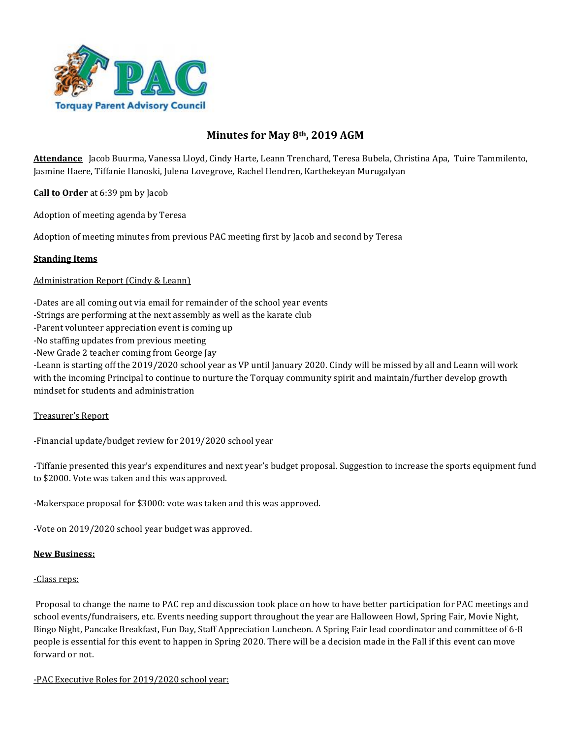TPAC
Torquay Parent Advisory Council

# Minutes for May 8th, 2019 AGM

**Attendance** Jacob Buurma, Vanessa Lloyd, Cindy Harte, Leann Trenchard, Teresa Bubela, Christina Apa, Tuire Tammilento, Jasmine Haere, Tiffanie Hanoski, Julena Lovegrove, Rachel Hendren, Karthekeyan Murugalyan

**Call to Order** at 6:39 pm by Jacob

Adoption of meeting agenda by Teresa

Adoption of meeting minutes from previous PAC meeting first by Jacob and second by Teresa

**Standing Items**

Administration Report (Cindy & Leann)

-Dates are all coming out via email for remainder of the school year events
-Strings are performing at the next assembly as well as the karate club
-Parent volunteer appreciation event is coming up
-No staffing updates from previous meeting
-New Grade 2 teacher coming from George Jay
-Leann is starting off the 2019/2020 school year as VP until January 2020. Cindy will be missed by all and Leann will work with the incoming Principal to continue to nurture the Torquay community spirit and maintain/further develop growth mindset for students and administration

Treasurer's Report

-Financial update/budget review for 2019/2020 school year

-Tiffanie presented this year's expenditures and next year's budget proposal. Suggestion to increase the sports equipment fund to $2000. Vote was taken and this was approved.

-Makerspace proposal for $3000: vote was taken and this was approved.

-Vote on 2019/2020 school year budget was approved.

**New Business:**

-Class reps:

Proposal to change the name to PAC rep and discussion took place on how to have better participation for PAC meetings and school events/fundraisers, etc. Events needing support throughout the year are Halloween Howl, Spring Fair, Movie Night, Bingo Night, Pancake Breakfast, Fun Day, Staff Appreciation Luncheon. A Spring Fair lead coordinator and committee of 6-8 people is essential for this event to happen in Spring 2020. There will be a decision made in the Fall if this event can move forward or not.

-PAC Executive Roles for 2019/2020 school year: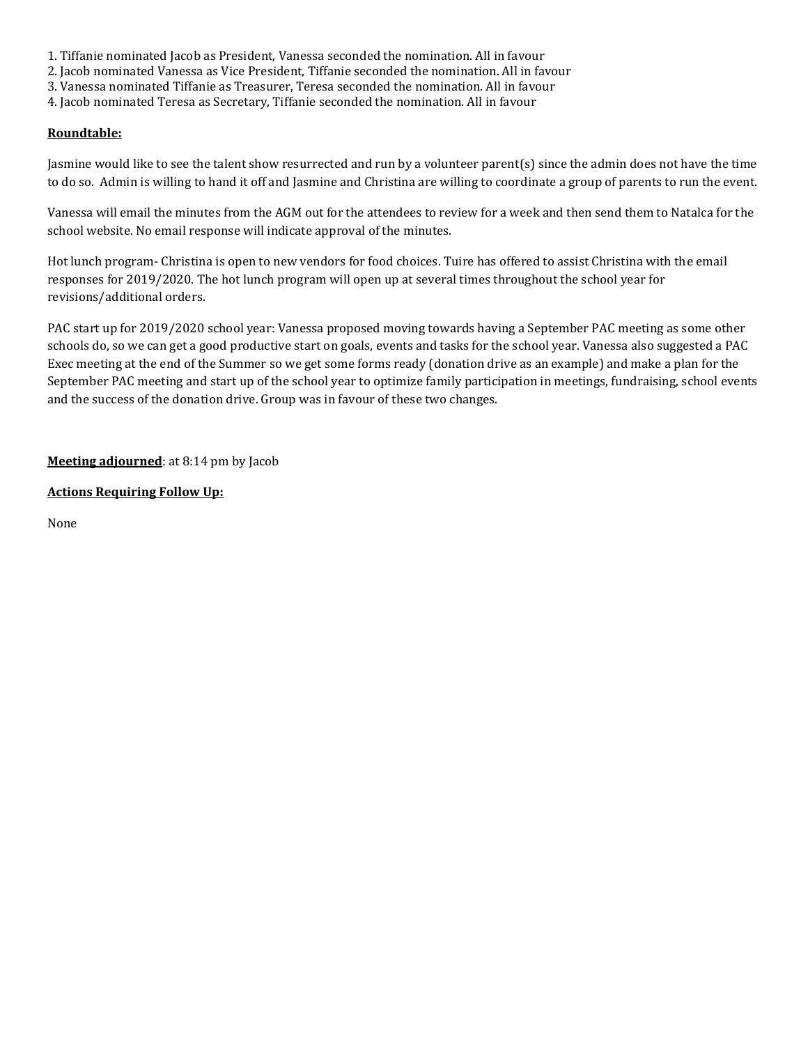1. Tiffanie nominated Jacob as President, Vanessa seconded the nomination. All in favour
2. Jacob nominated Vanessa as Vice President, Tiffanie seconded the nomination. All in favour
3. Vanessa nominated Tiffanie as Treasurer, Teresa seconded the nomination. All in favour
4. Jacob nominated Teresa as Secretary, Tiffanie seconded the nomination. All in favour

**Roundtable:**

Jasmine would like to see the talent show resurrected and run by a volunteer parent(s) since the admin does not have the time to do so. Admin is willing to hand it off and Jasmine and Christina are willing to coordinate a group of parents to run the event.

Vanessa will email the minutes from the AGM out for the attendees to review for a week and then send them to Natalca for the school website. No email response will indicate approval of the minutes.

Hot lunch program- Christina is open to new vendors for food choices. Tuire has offered to assist Christina with the email responses for 2019/2020. The hot lunch program will open up at several times throughout the school year for revisions/additional orders.

PAC start up for 2019/2020 school year: Vanessa proposed moving towards having a September PAC meeting as some other schools do, so we can get a good productive start on goals, events and tasks for the school year. Vanessa also suggested a PAC Exec meeting at the end of the Summer so we get some forms ready (donation drive as an example) and make a plan for the September PAC meeting and start up of the school year to optimize family participation in meetings, fundraising, school events and the success of the donation drive. Group was in favour of these two changes.

**Meeting adjourned**: at 8:14 pm by Jacob

**Actions Requiring Follow Up:**

None